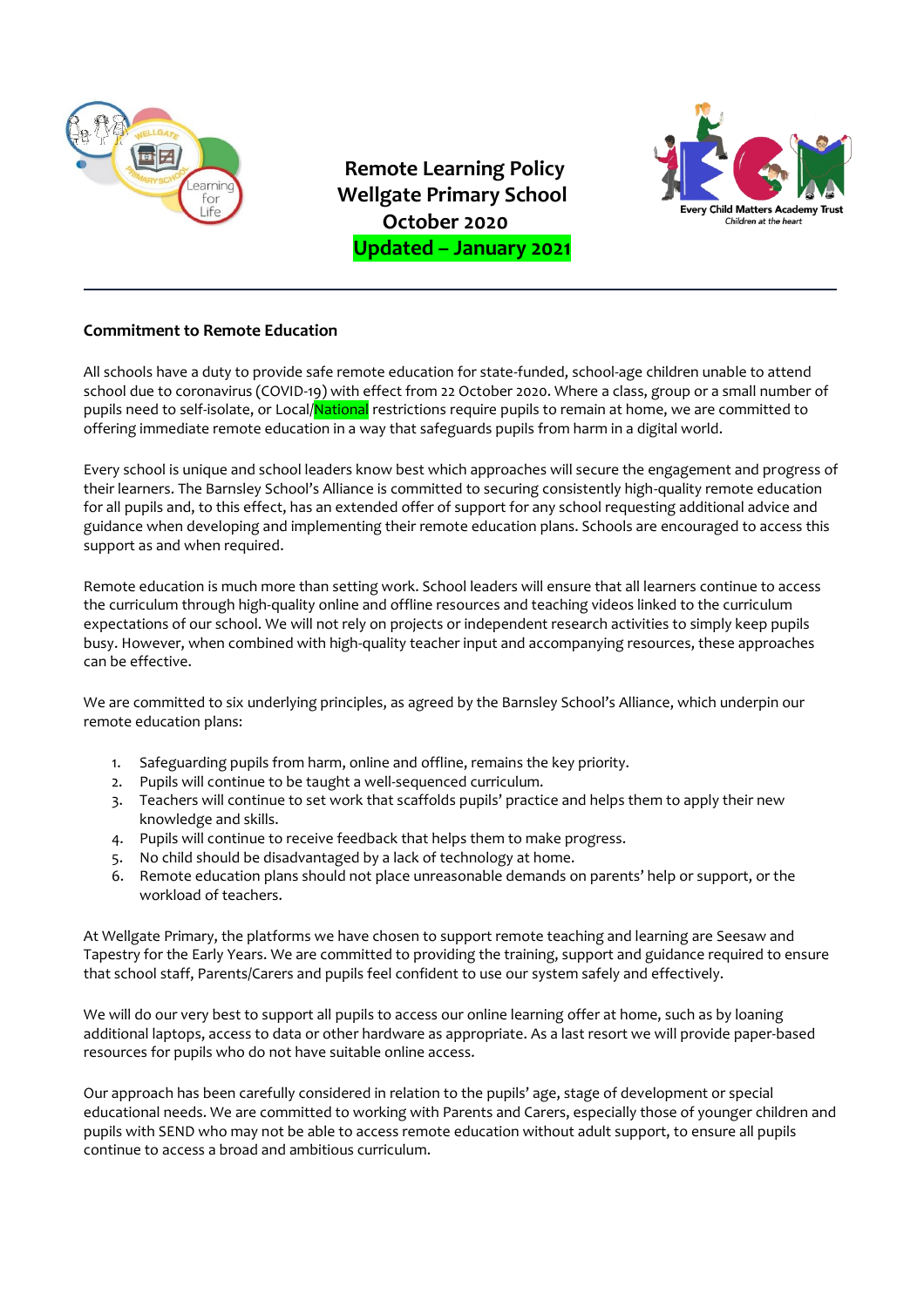# Remote Learning Policy
# Wellgate Primary School
## October 2020
## Updated – January 2021

---

**Commitment to Remote Education**

All schools have a duty to provide safe remote education for state-funded, school-age children unable to attend school due to coronavirus (COVID-19) with effect from 22 October 2020. Where a class, group or a small number of pupils need to self-isolate, or Local/National restrictions require pupils to remain at home, we are committed to offering immediate remote education in a way that safeguards pupils from harm in a digital world.

Every school is unique and school leaders know best which approaches will secure the engagement and progress of their learners. The Barnsley School's Alliance is committed to securing consistently high-quality remote education for all pupils and, to this effect, has an extended offer of support for any school requesting additional advice and guidance when developing and implementing their remote education plans. Schools are encouraged to access this support as and when required.

Remote education is much more than setting work. School leaders will ensure that all learners continue to access the curriculum through high-quality online and offline resources and teaching videos linked to the curriculum expectations of our school. We will not rely on projects or independent research activities to simply keep pupils busy. However, when combined with high-quality teacher input and accompanying resources, these approaches can be effective.

We are committed to six underlying principles, as agreed by the Barnsley School's Alliance, which underpin our remote education plans:

1. Safeguarding pupils from harm, online and offline, remains the key priority.
2. Pupils will continue to be taught a well-sequenced curriculum.
3. Teachers will continue to set work that scaffolds pupils' practice and helps them to apply their new knowledge and skills.
4. Pupils will continue to receive feedback that helps them to make progress.
5. No child should be disadvantaged by a lack of technology at home.
6. Remote education plans should not place unreasonable demands on parents' help or support, or the workload of teachers.

At Wellgate Primary, the platforms we have chosen to support remote teaching and learning are Seesaw and Tapestry for the Early Years. We are committed to providing the training, support and guidance required to ensure that school staff, Parents/Carers and pupils feel confident to use our system safely and effectively.

We will do our very best to support all pupils to access our online learning offer at home, such as by loaning additional laptops, access to data or other hardware as appropriate. As a last resort we will provide paper-based resources for pupils who do not have suitable online access.

Our approach has been carefully considered in relation to the pupils' age, stage of development or special educational needs. We are committed to working with Parents and Carers, especially those of younger children and pupils with SEND who may not be able to access remote education without adult support, to ensure all pupils continue to access a broad and ambitious curriculum.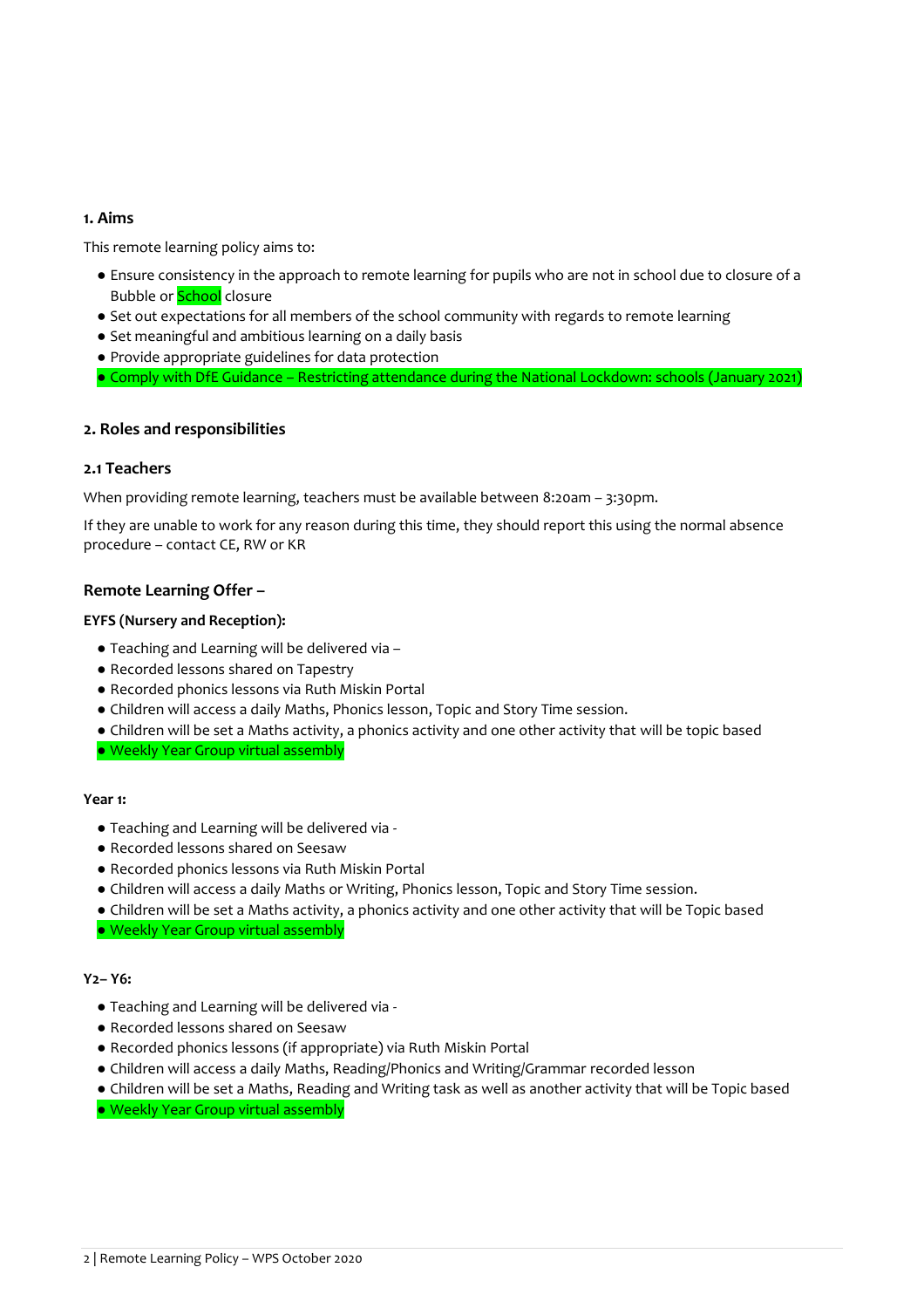### 1. Aims

This remote learning policy aims to:

- Ensure consistency in the approach to remote learning for pupils who are not in school due to closure of a Bubble or School closure
- Set out expectations for all members of the school community with regards to remote learning
- Set meaningful and ambitious learning on a daily basis
- Provide appropriate guidelines for data protection
- Comply with DfE Guidance – Restricting attendance during the National Lockdown: schools (January 2021)

### 2. Roles and responsibilities

#### 2.1 Teachers

When providing remote learning, teachers must be available between 8:20am – 3:30pm.

If they are unable to work for any reason during this time, they should report this using the normal absence procedure – contact CE, RW or KR

#### Remote Learning Offer –

**EYFS (Nursery and Reception):**

- Teaching and Learning will be delivered via –
- Recorded lessons shared on Tapestry
- Recorded phonics lessons via Ruth Miskin Portal
- Children will access a daily Maths, Phonics lesson, Topic and Story Time session.
- Children will be set a Maths activity, a phonics activity and one other activity that will be topic based
- Weekly Year Group virtual assembly

**Year 1:**

- Teaching and Learning will be delivered via -
- Recorded lessons shared on Seesaw
- Recorded phonics lessons via Ruth Miskin Portal
- Children will access a daily Maths or Writing, Phonics lesson, Topic and Story Time session.
- Children will be set a Maths activity, a phonics activity and one other activity that will be Topic based
- Weekly Year Group virtual assembly

**Y2– Y6:**

- Teaching and Learning will be delivered via -
- Recorded lessons shared on Seesaw
- Recorded phonics lessons (if appropriate) via Ruth Miskin Portal
- Children will access a daily Maths, Reading/Phonics and Writing/Grammar recorded lesson
- Children will be set a Maths, Reading and Writing task as well as another activity that will be Topic based
- Weekly Year Group virtual assembly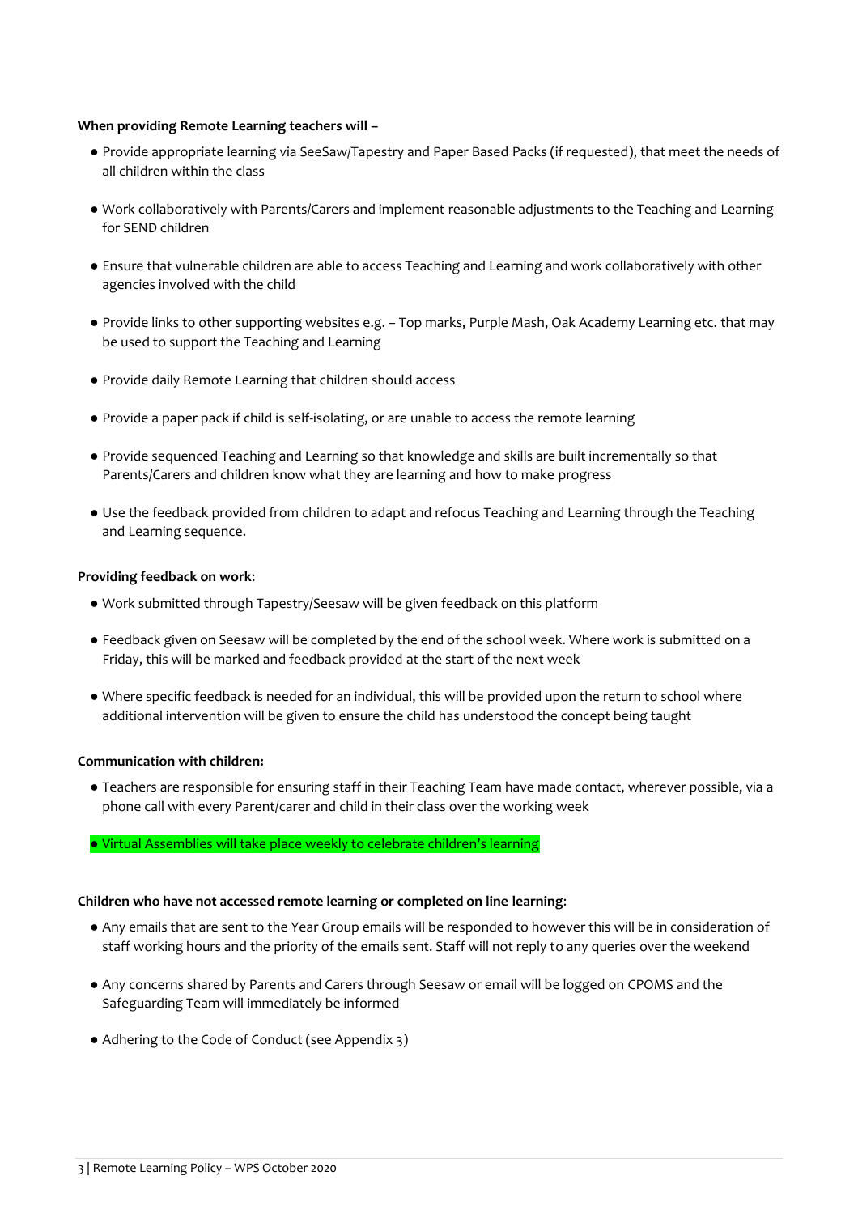**When providing Remote Learning teachers will –**

- Provide appropriate learning via SeeSaw/Tapestry and Paper Based Packs (if requested), that meet the needs of all children within the class
- Work collaboratively with Parents/Carers and implement reasonable adjustments to the Teaching and Learning for SEND children
- Ensure that vulnerable children are able to access Teaching and Learning and work collaboratively with other agencies involved with the child
- Provide links to other supporting websites e.g. – Top marks, Purple Mash, Oak Academy Learning etc. that may be used to support the Teaching and Learning
- Provide daily Remote Learning that children should access
- Provide a paper pack if child is self-isolating, or are unable to access the remote learning
- Provide sequenced Teaching and Learning so that knowledge and skills are built incrementally so that Parents/Carers and children know what they are learning and how to make progress
- Use the feedback provided from children to adapt and refocus Teaching and Learning through the Teaching and Learning sequence.

**Providing feedback on work**:

- Work submitted through Tapestry/Seesaw will be given feedback on this platform
- Feedback given on Seesaw will be completed by the end of the school week. Where work is submitted on a Friday, this will be marked and feedback provided at the start of the next week
- Where specific feedback is needed for an individual, this will be provided upon the return to school where additional intervention will be given to ensure the child has understood the concept being taught

**Communication with children:**

- Teachers are responsible for ensuring staff in their Teaching Team have made contact, wherever possible, via a phone call with every Parent/carer and child in their class over the working week
- Virtual Assemblies will take place weekly to celebrate children's learning

**Children who have not accessed remote learning or completed on line learning**:

- Any emails that are sent to the Year Group emails will be responded to however this will be in consideration of staff working hours and the priority of the emails sent. Staff will not reply to any queries over the weekend
- Any concerns shared by Parents and Carers through Seesaw or email will be logged on CPOMS and the Safeguarding Team will immediately be informed
- Adhering to the Code of Conduct (see Appendix 3)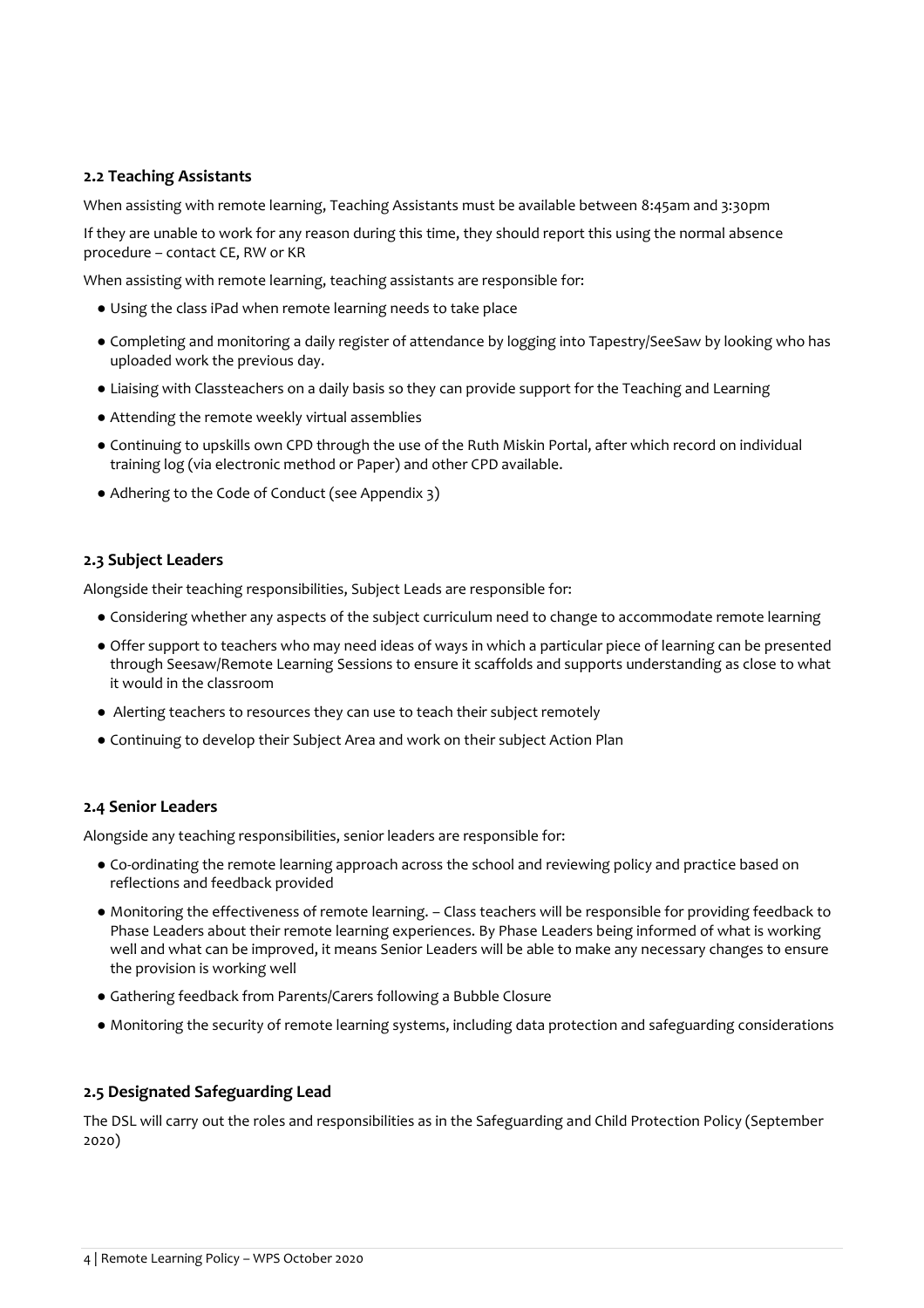### 2.2 Teaching Assistants

When assisting with remote learning, Teaching Assistants must be available between 8:45am and 3:30pm

If they are unable to work for any reason during this time, they should report this using the normal absence procedure – contact CE, RW or KR

When assisting with remote learning, teaching assistants are responsible for:

- Using the class iPad when remote learning needs to take place
- Completing and monitoring a daily register of attendance by logging into Tapestry/SeeSaw by looking who has uploaded work the previous day.
- Liaising with Classteachers on a daily basis so they can provide support for the Teaching and Learning
- Attending the remote weekly virtual assemblies
- Continuing to upskills own CPD through the use of the Ruth Miskin Portal, after which record on individual training log (via electronic method or Paper) and other CPD available.
- Adhering to the Code of Conduct (see Appendix 3)

### 2.3 Subject Leaders

Alongside their teaching responsibilities, Subject Leads are responsible for:

- Considering whether any aspects of the subject curriculum need to change to accommodate remote learning
- Offer support to teachers who may need ideas of ways in which a particular piece of learning can be presented through Seesaw/Remote Learning Sessions to ensure it scaffolds and supports understanding as close to what it would in the classroom
- Alerting teachers to resources they can use to teach their subject remotely
- Continuing to develop their Subject Area and work on their subject Action Plan

### 2.4 Senior Leaders

Alongside any teaching responsibilities, senior leaders are responsible for:

- Co-ordinating the remote learning approach across the school and reviewing policy and practice based on reflections and feedback provided
- Monitoring the effectiveness of remote learning. – Class teachers will be responsible for providing feedback to Phase Leaders about their remote learning experiences. By Phase Leaders being informed of what is working well and what can be improved, it means Senior Leaders will be able to make any necessary changes to ensure the provision is working well
- Gathering feedback from Parents/Carers following a Bubble Closure
- Monitoring the security of remote learning systems, including data protection and safeguarding considerations

### 2.5 Designated Safeguarding Lead

The DSL will carry out the roles and responsibilities as in the Safeguarding and Child Protection Policy (September 2020)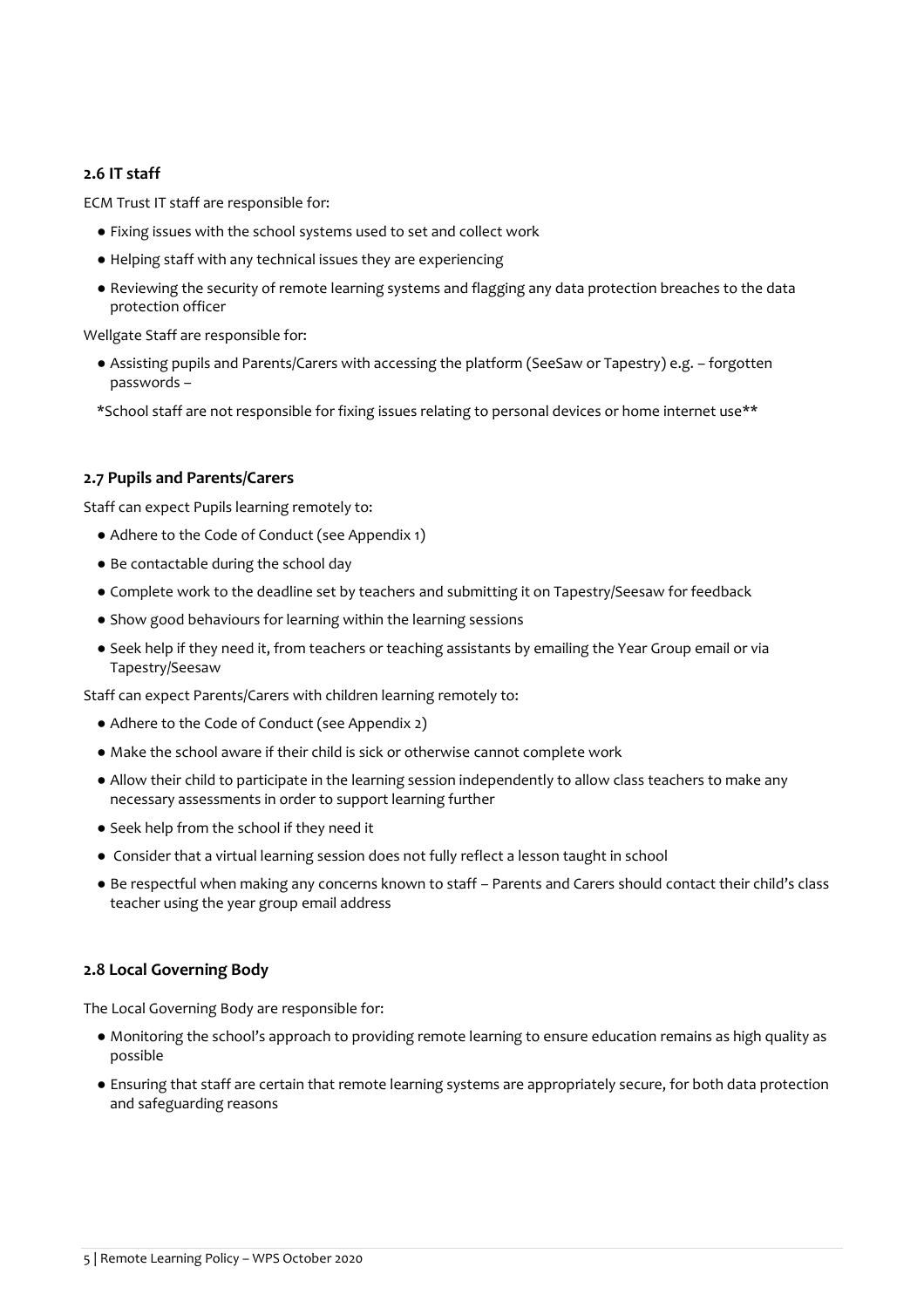### 2.6 IT staff

ECM Trust IT staff are responsible for:

- Fixing issues with the school systems used to set and collect work
- Helping staff with any technical issues they are experiencing
- Reviewing the security of remote learning systems and flagging any data protection breaches to the data protection officer

Wellgate Staff are responsible for:

- Assisting pupils and Parents/Carers with accessing the platform (SeeSaw or Tapestry) e.g. – forgotten passwords –

*School staff are not responsible for fixing issues relating to personal devices or home internet use**

### 2.7 Pupils and Parents/Carers

Staff can expect Pupils learning remotely to:

- Adhere to the Code of Conduct (see Appendix 1)
- Be contactable during the school day
- Complete work to the deadline set by teachers and submitting it on Tapestry/Seesaw for feedback
- Show good behaviours for learning within the learning sessions
- Seek help if they need it, from teachers or teaching assistants by emailing the Year Group email or via Tapestry/Seesaw

Staff can expect Parents/Carers with children learning remotely to:

- Adhere to the Code of Conduct (see Appendix 2)
- Make the school aware if their child is sick or otherwise cannot complete work
- Allow their child to participate in the learning session independently to allow class teachers to make any necessary assessments in order to support learning further
- Seek help from the school if they need it
- Consider that a virtual learning session does not fully reflect a lesson taught in school
- Be respectful when making any concerns known to staff – Parents and Carers should contact their child's class teacher using the year group email address

### 2.8 Local Governing Body

The Local Governing Body are responsible for:

- Monitoring the school's approach to providing remote learning to ensure education remains as high quality as possible
- Ensuring that staff are certain that remote learning systems are appropriately secure, for both data protection and safeguarding reasons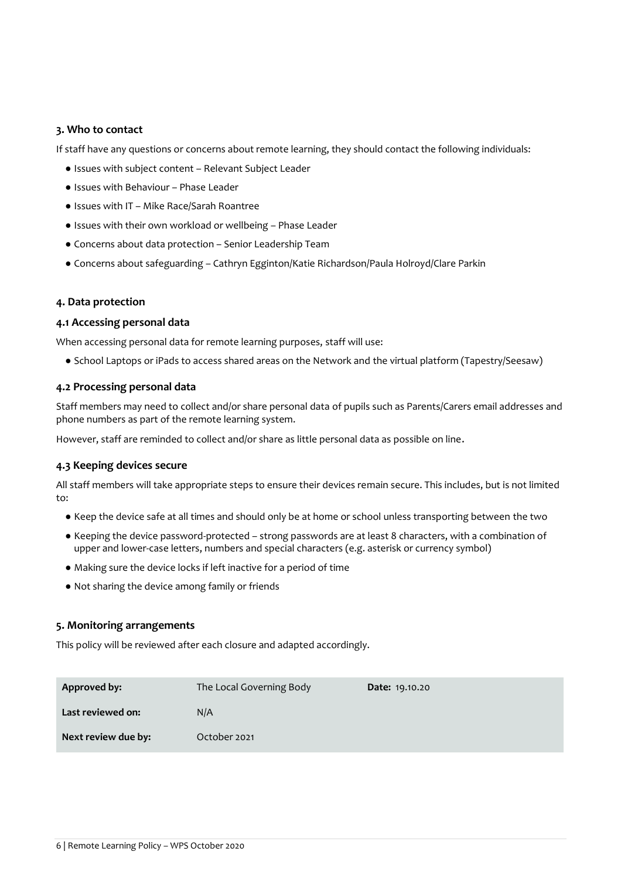### 3. Who to contact

If staff have any questions or concerns about remote learning, they should contact the following individuals:

- Issues with subject content – Relevant Subject Leader
- Issues with Behaviour – Phase Leader
- Issues with IT – Mike Race/Sarah Roantree
- Issues with their own workload or wellbeing – Phase Leader
- Concerns about data protection – Senior Leadership Team
- Concerns about safeguarding – Cathryn Egginton/Katie Richardson/Paula Holroyd/Clare Parkin

### 4. Data protection

#### 4.1 Accessing personal data

When accessing personal data for remote learning purposes, staff will use:

- School Laptops or iPads to access shared areas on the Network and the virtual platform (Tapestry/Seesaw)

#### 4.2 Processing personal data

Staff members may need to collect and/or share personal data of pupils such as Parents/Carers email addresses and phone numbers as part of the remote learning system.

However, staff are reminded to collect and/or share as little personal data as possible on line.

#### 4.3 Keeping devices secure

All staff members will take appropriate steps to ensure their devices remain secure. This includes, but is not limited to:

- Keep the device safe at all times and should only be at home or school unless transporting between the two
- Keeping the device password-protected – strong passwords are at least 8 characters, with a combination of upper and lower-case letters, numbers and special characters (e.g. asterisk or currency symbol)
- Making sure the device locks if left inactive for a period of time
- Not sharing the device among family or friends

### 5. Monitoring arrangements

This policy will be reviewed after each closure and adapted accordingly.

| **Approved by:** | The Local Governing Body | **Date:** 19.10.20 |
|---|---|---|
| **Last reviewed on:** | N/A | |
| **Next review due by:** | October 2021 | |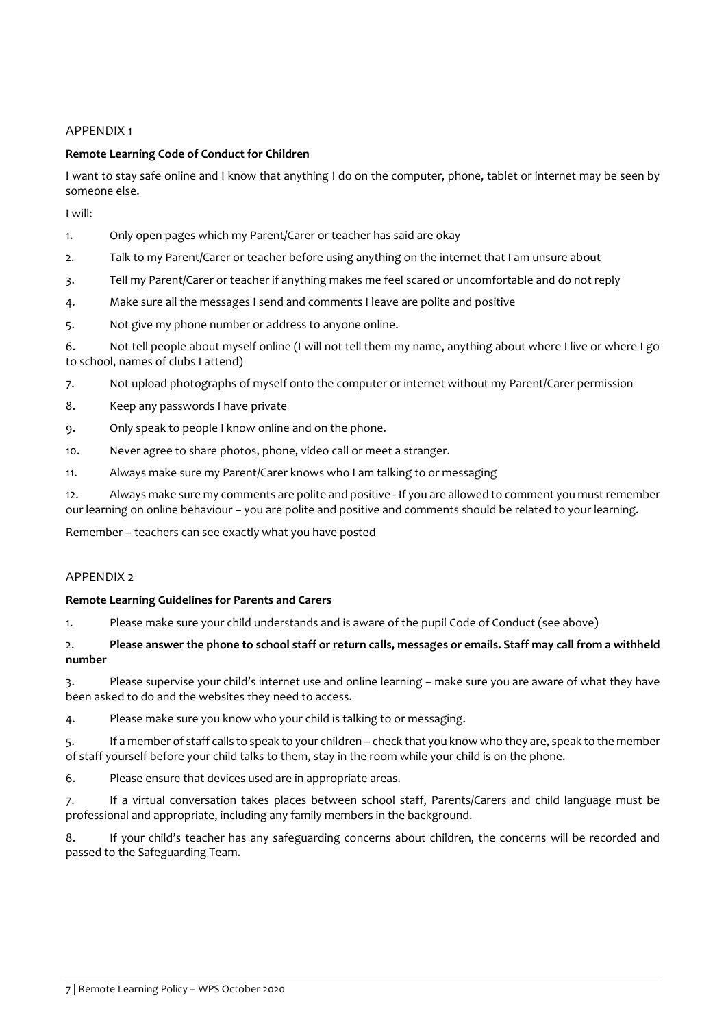## APPENDIX 1

**Remote Learning Code of Conduct for Children**

I want to stay safe online and I know that anything I do on the computer, phone, tablet or internet may be seen by someone else.

I will:

1. Only open pages which my Parent/Carer or teacher has said are okay
2. Talk to my Parent/Carer or teacher before using anything on the internet that I am unsure about
3. Tell my Parent/Carer or teacher if anything makes me feel scared or uncomfortable and do not reply
4. Make sure all the messages I send and comments I leave are polite and positive
5. Not give my phone number or address to anyone online.
6. Not tell people about myself online (I will not tell them my name, anything about where I live or where I go to school, names of clubs I attend)
7. Not upload photographs of myself onto the computer or internet without my Parent/Carer permission
8. Keep any passwords I have private
9. Only speak to people I know online and on the phone.
10. Never agree to share photos, phone, video call or meet a stranger.
11. Always make sure my Parent/Carer knows who I am talking to or messaging
12. Always make sure my comments are polite and positive - If you are allowed to comment you must remember our learning on online behaviour – you are polite and positive and comments should be related to your learning.

Remember – teachers can see exactly what you have posted

## APPENDIX 2

**Remote Learning Guidelines for Parents and Carers**

1. Please make sure your child understands and is aware of the pupil Code of Conduct (see above)
2. **Please answer the phone to school staff or return calls, messages or emails. Staff may call from a withheld number**
3. Please supervise your child's internet use and online learning – make sure you are aware of what they have been asked to do and the websites they need to access.
4. Please make sure you know who your child is talking to or messaging.
5. If a member of staff calls to speak to your children – check that you know who they are, speak to the member of staff yourself before your child talks to them, stay in the room while your child is on the phone.
6. Please ensure that devices used are in appropriate areas.
7. If a virtual conversation takes places between school staff, Parents/Carers and child language must be professional and appropriate, including any family members in the background.
8. If your child's teacher has any safeguarding concerns about children, the concerns will be recorded and passed to the Safeguarding Team.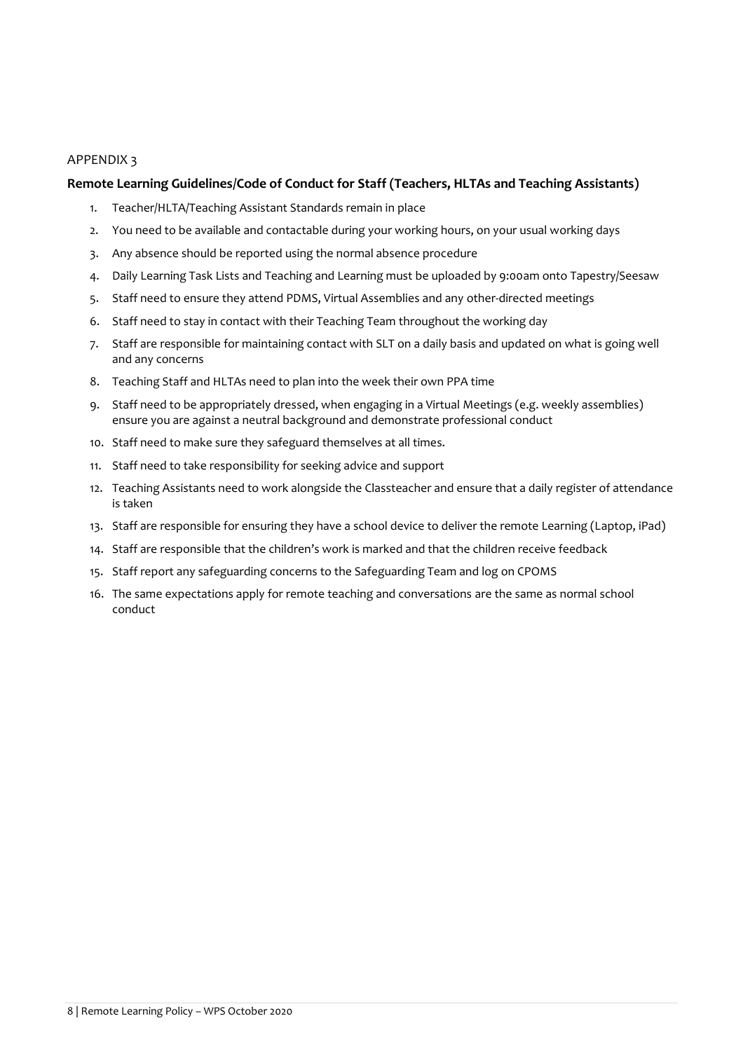APPENDIX 3

**Remote Learning Guidelines/Code of Conduct for Staff (Teachers, HLTAs and Teaching Assistants)**

1. Teacher/HLTA/Teaching Assistant Standards remain in place
2. You need to be available and contactable during your working hours, on your usual working days
3. Any absence should be reported using the normal absence procedure
4. Daily Learning Task Lists and Teaching and Learning must be uploaded by 9:00am onto Tapestry/Seesaw
5. Staff need to ensure they attend PDMS, Virtual Assemblies and any other-directed meetings
6. Staff need to stay in contact with their Teaching Team throughout the working day
7. Staff are responsible for maintaining contact with SLT on a daily basis and updated on what is going well and any concerns
8. Teaching Staff and HLTAs need to plan into the week their own PPA time
9. Staff need to be appropriately dressed, when engaging in a Virtual Meetings (e.g. weekly assemblies) ensure you are against a neutral background and demonstrate professional conduct
10. Staff need to make sure they safeguard themselves at all times.
11. Staff need to take responsibility for seeking advice and support
12. Teaching Assistants need to work alongside the Classteacher and ensure that a daily register of attendance is taken
13. Staff are responsible for ensuring they have a school device to deliver the remote Learning (Laptop, iPad)
14. Staff are responsible that the children's work is marked and that the children receive feedback
15. Staff report any safeguarding concerns to the Safeguarding Team and log on CPOMS
16. The same expectations apply for remote teaching and conversations are the same as normal school conduct